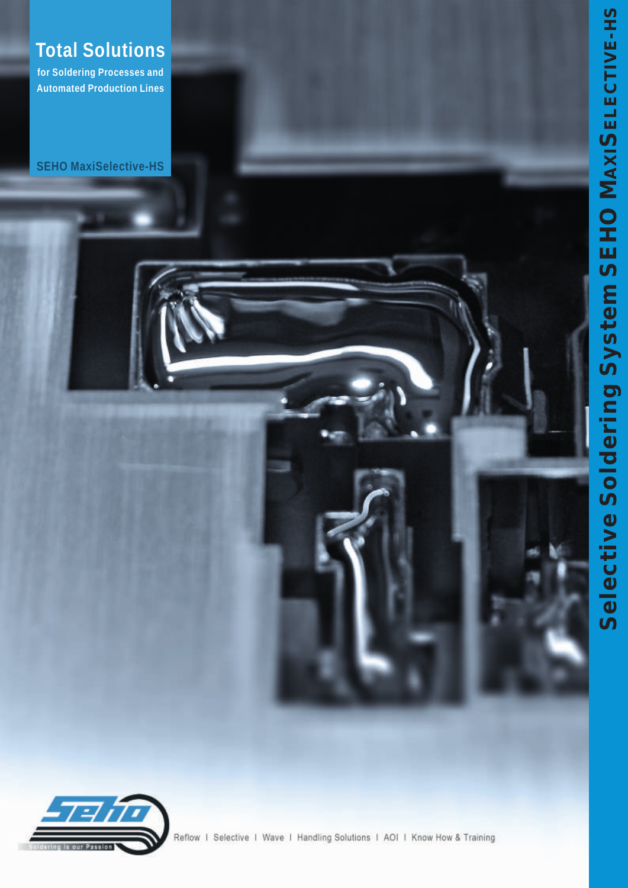# Total Solutions

**for Soldering Processes and Automated Production Lines**

**SEHO MaxiSelective-HS**

# Selective Soldering System SEHO MaxiSelective-HS

Seho – Soldering is our Passion

Reflow | Selective | Wave | Handling Solutions | AOI | Know How & Training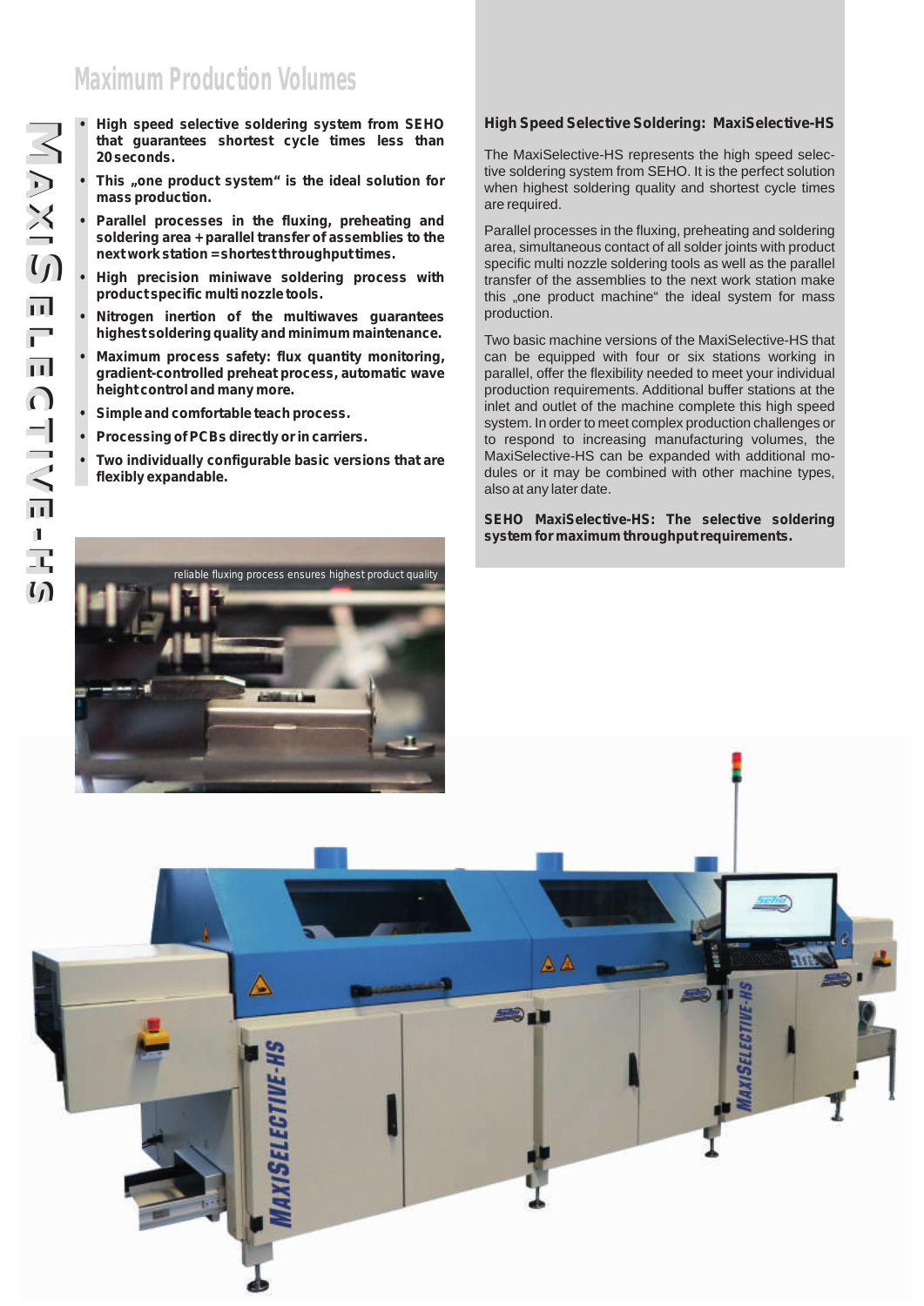# Maximum Production Volumes

- **High speed selective soldering system from SEHO that guarantees shortest cycle times less than 20 seconds.**
- **This „one product system" is the ideal solution for mass production.**
- **Parallel processes in the fluxing, preheating and soldering area + parallel transfer of assemblies to the next work station = shortest throughput times.**
- **High precision miniwave soldering process with product specific multi nozzle tools.**
- **Nitrogen inertion of the multiwaves guarantees highest soldering quality and minimum maintenance.**
- **Maximum process safety: flux quantity monitoring, gradient-controlled preheat process, automatic wave height control and many more.**
- **Simple and comfortable teach process.**
- **Processing of PCBs directly or in carriers.**
- **Two individually configurable basic versions that are flexibly expandable.**

reliable fluxing process ensures highest product quality

## High Speed Selective Soldering: MaxiSelective-HS

The MaxiSelective-HS represents the high speed selective soldering system from SEHO. It is the perfect solution when highest soldering quality and shortest cycle times are required.

Parallel processes in the fluxing, preheating and soldering area, simultaneous contact of all solder joints with product specific multi nozzle soldering tools as well as the parallel transfer of the assemblies to the next work station make this „one product machine" the ideal system for mass production.

Two basic machine versions of the MaxiSelective-HS that can be equipped with four or six stations working in parallel, offer the flexibility needed to meet your individual production requirements. Additional buffer stations at the inlet and outlet of the machine complete this high speed system. In order to meet complex production challenges or to respond to increasing manufacturing volumes, the MaxiSelective-HS can be expanded with additional modules or it may be combined with other machine types, also at any later date.

**SEHO MaxiSelective-HS: The selective soldering system for maximum throughput requirements.**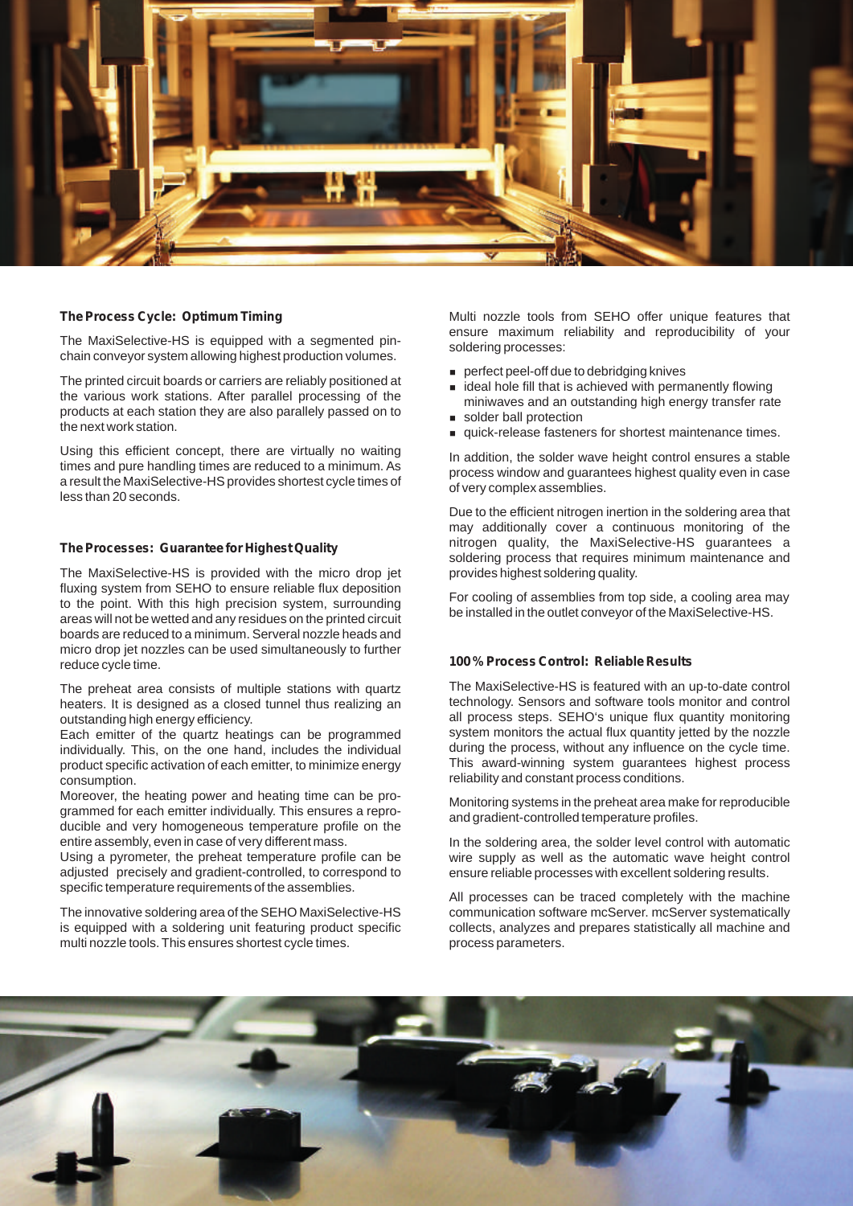### The Process Cycle: Optimum Timing

The MaxiSelective-HS is equipped with a segmented pin-chain conveyor system allowing highest production volumes.

The printed circuit boards or carriers are reliably positioned at the various work stations. After parallel processing of the products at each station they are also parallely passed on to the next work station.

Using this efficient concept, there are virtually no waiting times and pure handling times are reduced to a minimum. As a result the MaxiSelective-HS provides shortest cycle times of less than 20 seconds.

### The Processes: Guarantee for Highest Quality

The MaxiSelective-HS is provided with the micro drop jet fluxing system from SEHO to ensure reliable flux deposition to the point. With this high precision system, surrounding areas will not be wetted and any residues on the printed circuit boards are reduced to a minimum. Serveral nozzle heads and micro drop jet nozzles can be used simultaneously to further reduce cycle time.

The preheat area consists of multiple stations with quartz heaters. It is designed as a closed tunnel thus realizing an outstanding high energy efficiency.
Each emitter of the quartz heatings can be programmed individually. This, on the one hand, includes the individual product specific activation of each emitter, to minimize energy consumption.
Moreover, the heating power and heating time can be programmed for each emitter individually. This ensures a reproducible and very homogeneous temperature profile on the entire assembly, even in case of very different mass.
Using a pyrometer, the preheat temperature profile can be adjusted precisely and gradient-controlled, to correspond to specific temperature requirements of the assemblies.

The innovative soldering area of the SEHO MaxiSelective-HS is equipped with a soldering unit featuring product specific multi nozzle tools. This ensures shortest cycle times.

Multi nozzle tools from SEHO offer unique features that ensure maximum reliability and reproducibility of your soldering processes:

- perfect peel-off due to debridging knives
- ideal hole fill that is achieved with permanently flowing miniwaves and an outstanding high energy transfer rate
- solder ball protection
- quick-release fasteners for shortest maintenance times.

In addition, the solder wave height control ensures a stable process window and guarantees highest quality even in case of very complex assemblies.

Due to the efficient nitrogen inertion in the soldering area that may additionally cover a continuous monitoring of the nitrogen quality, the MaxiSelective-HS guarantees a soldering process that requires minimum maintenance and provides highest soldering quality.

For cooling of assemblies from top side, a cooling area may be installed in the outlet conveyor of the MaxiSelective-HS.

### 100 % Process Control: Reliable Results

The MaxiSelective-HS is featured with an up-to-date control technology. Sensors and software tools monitor and control all process steps. SEHO's unique flux quantity monitoring system monitors the actual flux quantity jetted by the nozzle during the process, without any influence on the cycle time. This award-winning system guarantees highest process reliability and constant process conditions.

Monitoring systems in the preheat area make for reproducible and gradient-controlled temperature profiles.

In the soldering area, the solder level control with automatic wire supply as well as the automatic wave height control ensure reliable processes with excellent soldering results.

All processes can be traced completely with the machine communication software mcServer. mcServer systematically collects, analyzes and prepares statistically all machine and process parameters.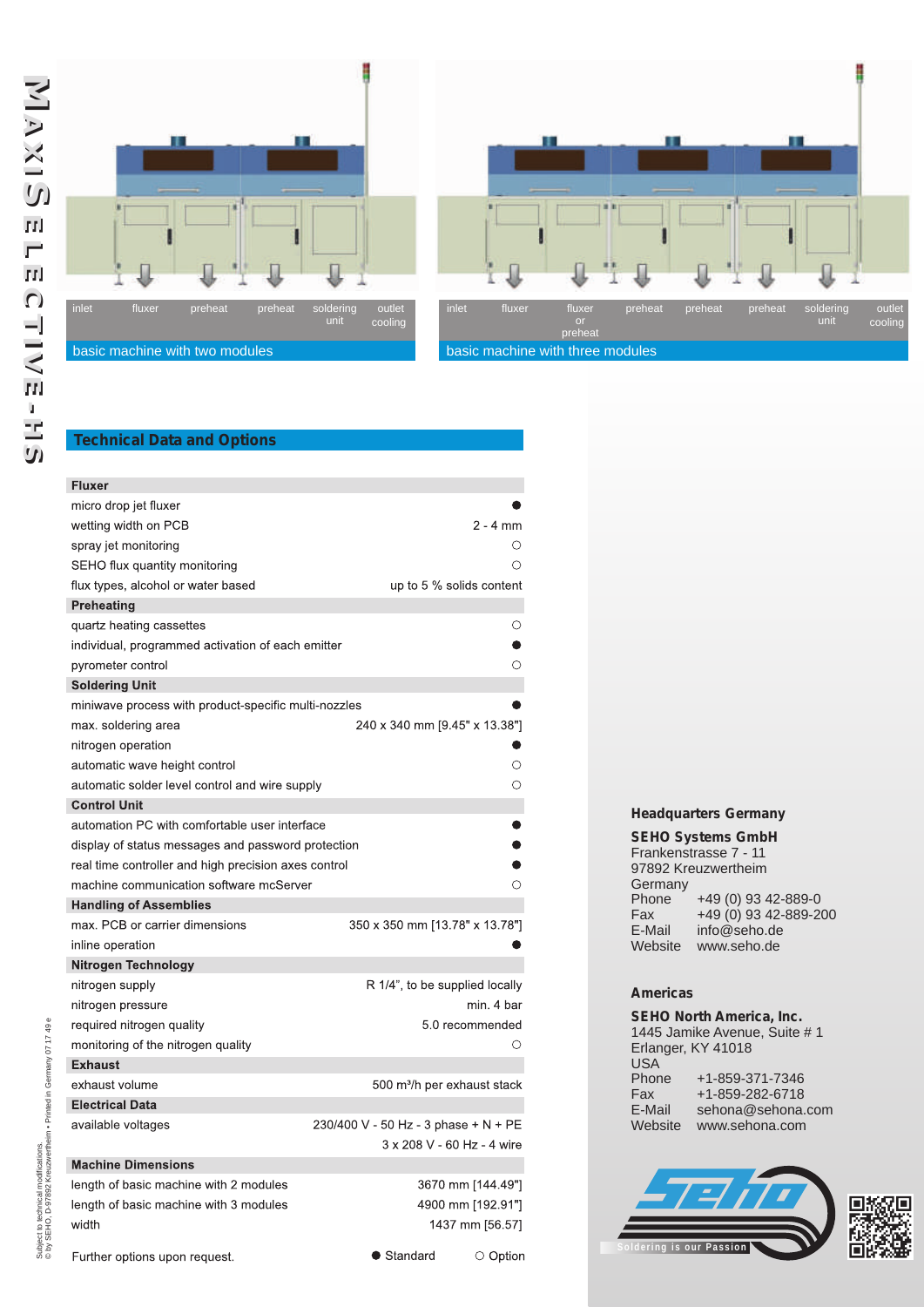MAXISELECTIVE-HS

inlet | fluxer | preheat | preheat | soldering unit | outlet cooling

basic machine with two modules

inlet | fluxer | fluxer or preheat | preheat | preheat | preheat | soldering unit | outlet cooling

basic machine with three modules

## Technical Data and Options

| | |
|---|---|
| **Fluxer** | |
| micro drop jet fluxer | ● |
| wetting width on PCB | 2 - 4 mm |
| spray jet monitoring | ○ |
| SEHO flux quantity monitoring | ○ |
| flux types, alcohol or water based | up to 5 % solids content |
| **Preheating** | |
| quartz heating cassettes | ○ |
| individual, programmed activation of each emitter | ● |
| pyrometer control | ○ |
| **Soldering Unit** | |
| miniwave process with product-specific multi-nozzles | ● |
| max. soldering area | 240 x 340 mm [9.45" x 13.38"] |
| nitrogen operation | ● |
| automatic wave height control | ○ |
| automatic solder level control and wire supply | ○ |
| **Control Unit** | |
| automation PC with comfortable user interface | ● |
| display of status messages and password protection | ● |
| real time controller and high precision axes control | ● |
| machine communication software mcServer | ○ |
| **Handling of Assemblies** | |
| max. PCB or carrier dimensions | 350 x 350 mm [13.78" x 13.78"] |
| inline operation | ● |
| **Nitrogen Technology** | |
| nitrogen supply | R 1/4", to be supplied locally |
| nitrogen pressure | min. 4 bar |
| required nitrogen quality | 5.0 recommended |
| monitoring of the nitrogen quality | ○ |
| **Exhaust** | |
| exhaust volume | 500 m³/h per exhaust stack |
| **Electrical Data** | |
| available voltages | 230/400 V - 50 Hz - 3 phase + N + PE |
| | 3 x 208 V - 60 Hz - 4 wire |
| **Machine Dimensions** | |
| length of basic machine with 2 modules | 3670 mm [144.49"] |
| length of basic machine with 3 modules | 4900 mm [192.91"] |
| width | 1437 mm [56.57] |

Further options upon request. ● Standard ○ Option

**Headquarters Germany**

**SEHO Systems GmbH**
Frankenstrasse 7 - 11
97892 Kreuzwertheim
Germany
Phone +49 (0) 93 42-889-0
Fax +49 (0) 93 42-889-200
E-Mail info@seho.de
Website www.seho.de

**Americas**

**SEHO North America, Inc.**
1445 Jamike Avenue, Suite # 1
Erlanger, KY 41018
USA
Phone +1-859-371-7346
Fax +1-859-282-6718
E-Mail sehona@sehona.com
Website www.sehona.com

Soldering is our Passion

Subject to technical modifications.
© by SEHO, D-97892 Kreuzwertheim • Printed in Germany 07 17 49 e